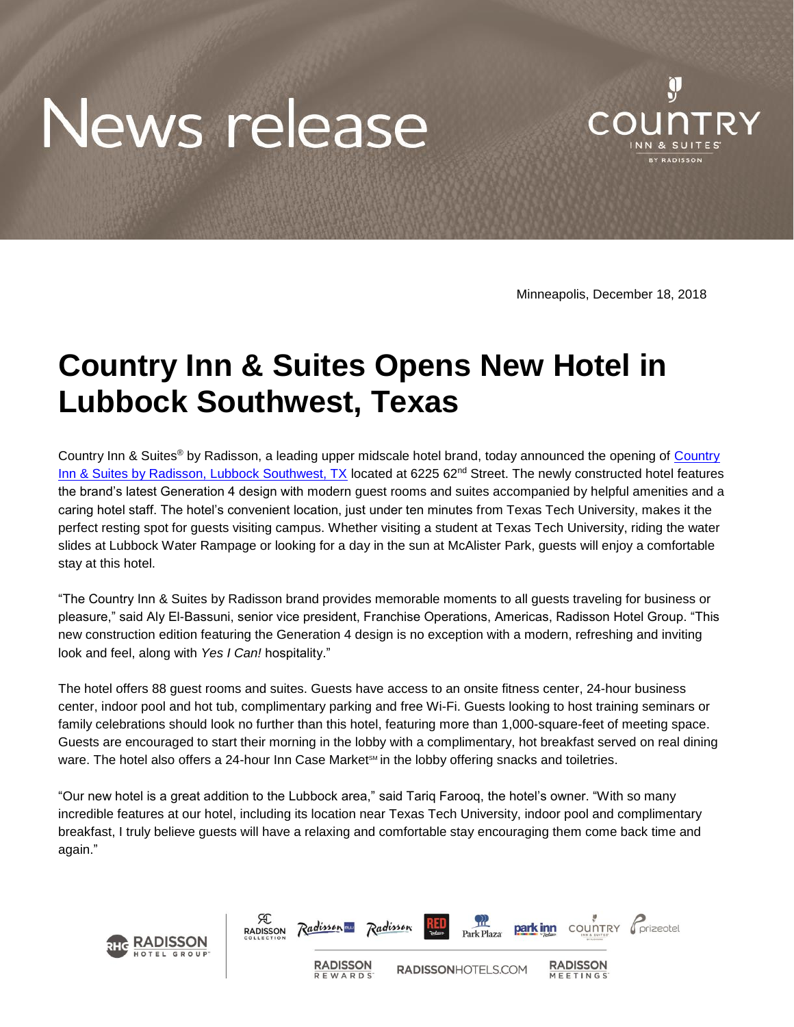# News release

Minneapolis, December 18, 2018

# Country Inn & Suites Opens New Hotel in Lubbock Southwest, Texas

Country Inn & Suites® by Radisson, a leading upper midscale hotel brand, today announced the opening of [Country Inn & Suites by Radisson, Lubbock Southwest, TX]() located at 6225 62nd Street. The newly constructed hotel features the brand's latest Generation 4 design with modern guest rooms and suites accompanied by helpful amenities and a caring hotel staff. The hotel's convenient location, just under ten minutes from Texas Tech University, makes it the perfect resting spot for guests visiting campus. Whether visiting a student at Texas Tech University, riding the water slides at Lubbock Water Rampage or looking for a day in the sun at McAlister Park, guests will enjoy a comfortable stay at this hotel.

"The Country Inn & Suites by Radisson brand provides memorable moments to all guests traveling for business or pleasure," said Aly El-Bassuni, senior vice president, Franchise Operations, Americas, Radisson Hotel Group. "This new construction edition featuring the Generation 4 design is no exception with a modern, refreshing and inviting look and feel, along with *Yes I Can!* hospitality."

The hotel offers 88 guest rooms and suites. Guests have access to an onsite fitness center, 24-hour business center, indoor pool and hot tub, complimentary parking and free Wi-Fi. Guests looking to host training seminars or family celebrations should look no further than this hotel, featuring more than 1,000-square-feet of meeting space. Guests are encouraged to start their morning in the lobby with a complimentary, hot breakfast served on real dining ware. The hotel also offers a 24-hour Inn Case Market℠ in the lobby offering snacks and toiletries.

"Our new hotel is a great addition to the Lubbock area," said Tariq Farooq, the hotel's owner. "With so many incredible features at our hotel, including its location near Texas Tech University, indoor pool and complimentary breakfast, I truly believe guests will have a relaxing and comfortable stay encouraging them come back time and again."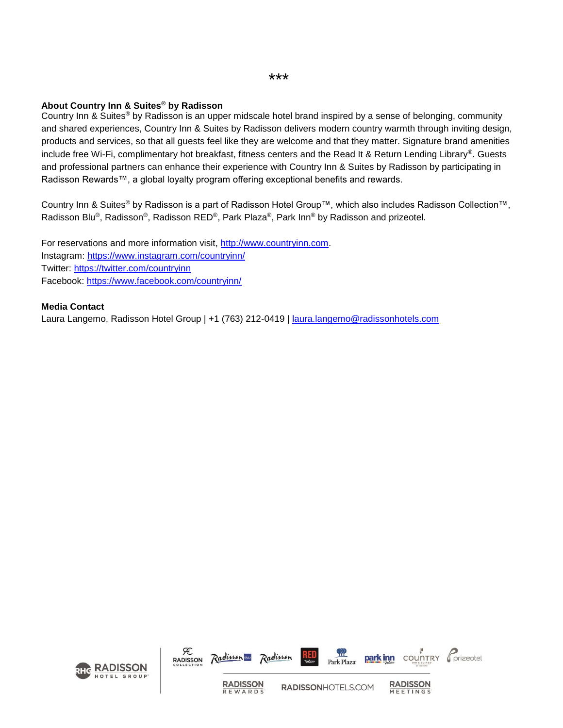***

**About Country Inn & Suites® by Radisson**

Country Inn & Suites® by Radisson is an upper midscale hotel brand inspired by a sense of belonging, community and shared experiences, Country Inn & Suites by Radisson delivers modern country warmth through inviting design, products and services, so that all guests feel like they are welcome and that they matter. Signature brand amenities include free Wi-Fi, complimentary hot breakfast, fitness centers and the Read It & Return Lending Library®. Guests and professional partners can enhance their experience with Country Inn & Suites by Radisson by participating in Radisson Rewards™, a global loyalty program offering exceptional benefits and rewards.

Country Inn & Suites® by Radisson is a part of Radisson Hotel Group™, which also includes Radisson Collection™, Radisson Blu®, Radisson®, Radisson RED®, Park Plaza®, Park Inn® by Radisson and prizeotel.

For reservations and more information visit, http://www.countryinn.com.
Instagram: https://www.instagram.com/countryinn/
Twitter: https://twitter.com/countryinn
Facebook: https://www.facebook.com/countryinn/

**Media Contact**

Laura Langemo, Radisson Hotel Group | +1 (763) 212-0419 | laura.langemo@radissonhotels.com